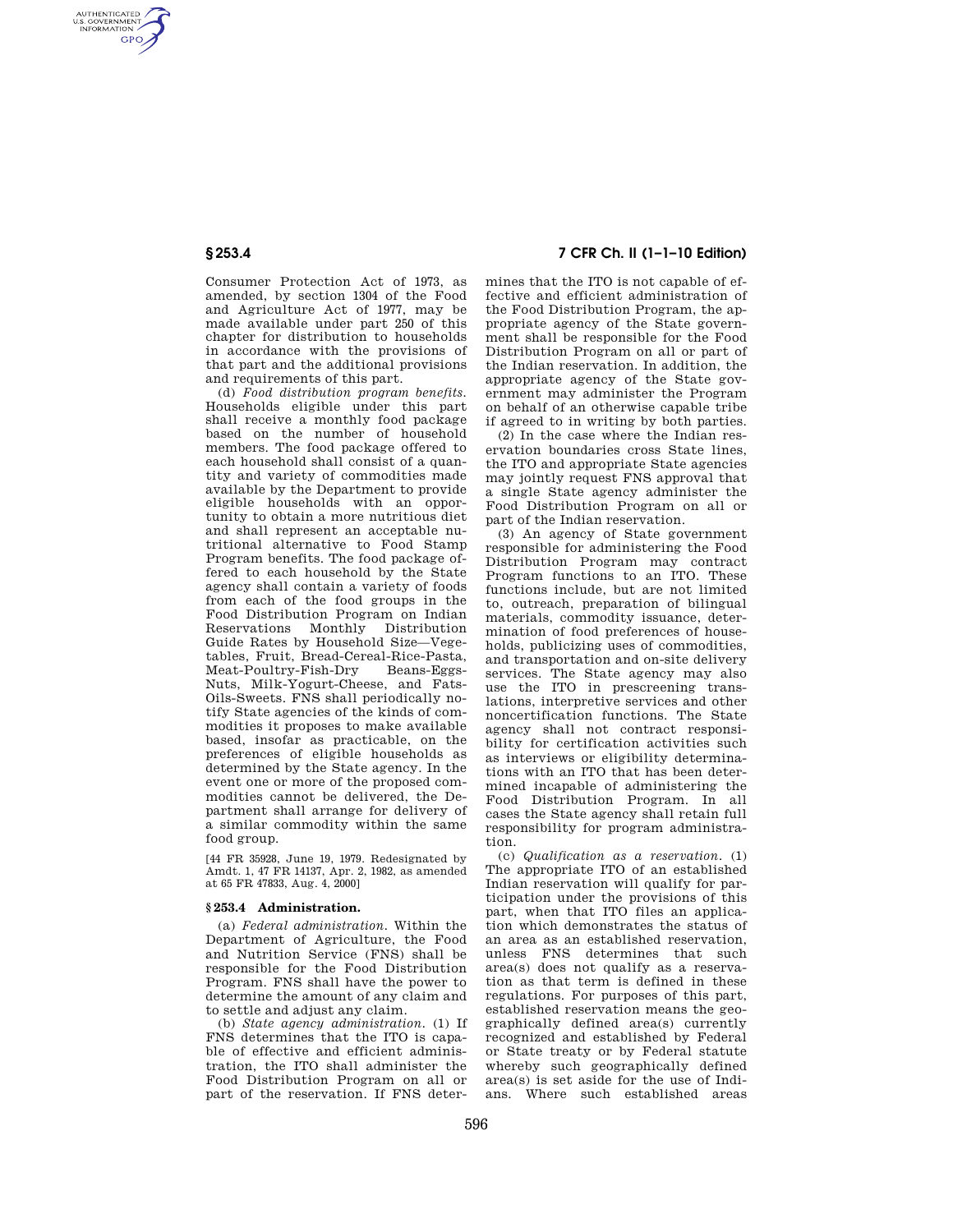Consumer Protection Act of 1973, as amended, by section 1304 of the Food and Agriculture Act of 1977, may be made available under part 250 of this chapter for distribution to households in accordance with the provisions of that part and the additional provisions and requirements of this part.

(d) *Food distribution program benefits.* Households eligible under this part shall receive a monthly food package based on the number of household members. The food package offered to each household shall consist of a quantity and variety of commodities made available by the Department to provide eligible households with an opportunity to obtain a more nutritious diet and shall represent an acceptable nutritional alternative to Food Stamp Program benefits. The food package offered to each household by the State agency shall contain a variety of foods from each of the food groups in the Food Distribution Program on Indian Reservations Monthly Distribution Guide Rates by Household Size—Vegetables, Fruit, Bread-Cereal-Rice-Pasta, Meat-Poultry-Fish-Dry Beans-Eggs-Nuts, Milk-Yogurt-Cheese, and Fats-Oils-Sweets. FNS shall periodically notify State agencies of the kinds of commodities it proposes to make available based, insofar as practicable, on the preferences of eligible households as determined by the State agency. In the event one or more of the proposed commodities cannot be delivered, the Department shall arrange for delivery of a similar commodity within the same food group.

[44 FR 35928, June 19, 1979. Redesignated by Amdt. 1, 47 FR 14137, Apr. 2, 1982, as amended at 65 FR 47833, Aug. 4, 2000]

## § 253.4 Administration.

(a) *Federal administration.* Within the Department of Agriculture, the Food and Nutrition Service (FNS) shall be responsible for the Food Distribution Program. FNS shall have the power to determine the amount of any claim and to settle and adjust any claim.

(b) *State agency administration.* (1) If FNS determines that the ITO is capable of effective and efficient administration, the ITO shall administer the Food Distribution Program on all or part of the reservation. If FNS determines that the ITO is not capable of effective and efficient administration of the Food Distribution Program, the appropriate agency of the State government shall be responsible for the Food Distribution Program on all or part of the Indian reservation. In addition, the appropriate agency of the State government may administer the Program on behalf of an otherwise capable tribe if agreed to in writing by both parties.

(2) In the case where the Indian reservation boundaries cross State lines, the ITO and appropriate State agencies may jointly request FNS approval that a single State agency administer the Food Distribution Program on all or part of the Indian reservation.

(3) An agency of State government responsible for administering the Food Distribution Program may contract Program functions to an ITO. These functions include, but are not limited to, outreach, preparation of bilingual materials, commodity issuance, determination of food preferences of households, publicizing uses of commodities, and transportation and on-site delivery services. The State agency may also use the ITO in prescreening translations, interpretive services and other noncertification functions. The State agency shall not contract responsibility for certification activities such as interviews or eligibility determinations with an ITO that has been determined incapable of administering the Food Distribution Program. In all cases the State agency shall retain full responsibility for program administration.

(c) *Qualification as a reservation.* (1) The appropriate ITO of an established Indian reservation will qualify for participation under the provisions of this part, when that ITO files an application which demonstrates the status of an area as an established reservation, unless FNS determines that such area(s) does not qualify as a reservation as that term is defined in these regulations. For purposes of this part, established reservation means the geographically defined area(s) currently recognized and established by Federal or State treaty or by Federal statute whereby such geographically defined area(s) is set aside for the use of Indians. Where such established areas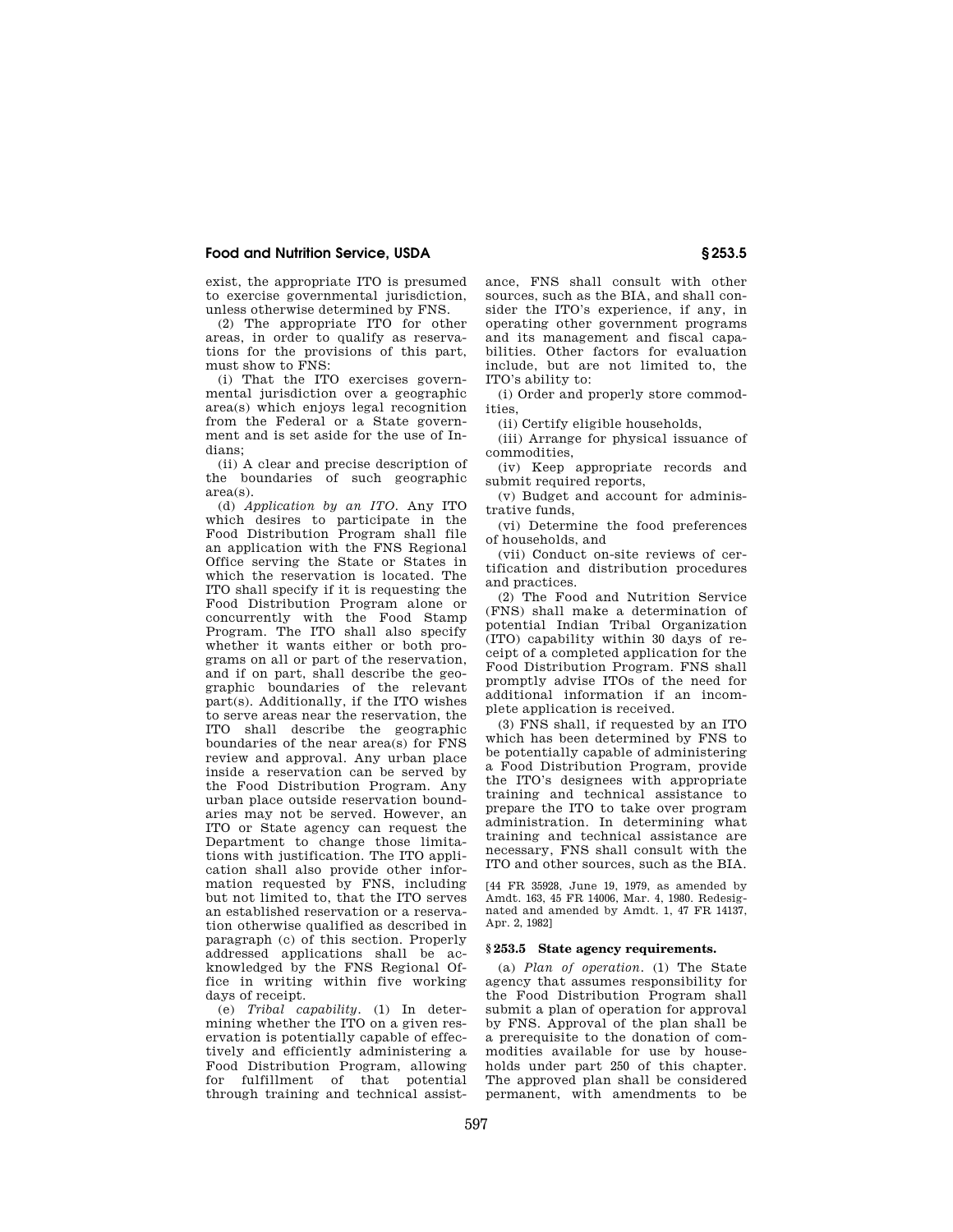exist, the appropriate ITO is presumed to exercise governmental jurisdiction, unless otherwise determined by FNS.

(2) The appropriate ITO for other areas, in order to qualify as reservations for the provisions of this part, must show to FNS:

(i) That the ITO exercises governmental jurisdiction over a geographic area(s) which enjoys legal recognition from the Federal or a State government and is set aside for the use of Indians;

(ii) A clear and precise description of the boundaries of such geographic area(s).

(d) *Application by an ITO.* Any ITO which desires to participate in the Food Distribution Program shall file an application with the FNS Regional Office serving the State or States in which the reservation is located. The ITO shall specify if it is requesting the Food Distribution Program alone or concurrently with the Food Stamp Program. The ITO shall also specify whether it wants either or both programs on all or part of the reservation, and if on part, shall describe the geographic boundaries of the relevant part(s). Additionally, if the ITO wishes to serve areas near the reservation, the ITO shall describe the geographic boundaries of the near area(s) for FNS review and approval. Any urban place inside a reservation can be served by the Food Distribution Program. Any urban place outside reservation boundaries may not be served. However, an ITO or State agency can request the Department to change those limitations with justification. The ITO application shall also provide other information requested by FNS, including but not limited to, that the ITO serves an established reservation or a reservation otherwise qualified as described in paragraph (c) of this section. Properly addressed applications shall be acknowledged by the FNS Regional Office in writing within five working days of receipt.

(e) *Tribal capability.* (1) In determining whether the ITO on a given reservation is potentially capable of effectively and efficiently administering a Food Distribution Program, allowing for fulfillment of that potential through training and technical assistance, FNS shall consult with other sources, such as the BIA, and shall consider the ITO's experience, if any, in operating other government programs and its management and fiscal capabilities. Other factors for evaluation include, but are not limited to, the ITO's ability to:

(i) Order and properly store commodities,

(ii) Certify eligible households,

(iii) Arrange for physical issuance of commodities,

(iv) Keep appropriate records and submit required reports,

(v) Budget and account for administrative funds,

(vi) Determine the food preferences of households, and

(vii) Conduct on-site reviews of certification and distribution procedures and practices.

(2) The Food and Nutrition Service (FNS) shall make a determination of potential Indian Tribal Organization (ITO) capability within 30 days of receipt of a completed application for the Food Distribution Program. FNS shall promptly advise ITOs of the need for additional information if an incomplete application is received.

(3) FNS shall, if requested by an ITO which has been determined by FNS to be potentially capable of administering a Food Distribution Program, provide the ITO's designees with appropriate training and technical assistance to prepare the ITO to take over program administration. In determining what training and technical assistance are necessary, FNS shall consult with the ITO and other sources, such as the BIA.

[44 FR 35928, June 19, 1979, as amended by Amdt. 163, 45 FR 14006, Mar. 4, 1980. Redesignated and amended by Amdt. 1, 47 FR 14137, Apr. 2, 1982]

### § 253.5 State agency requirements.

(a) *Plan of operation.* (1) The State agency that assumes responsibility for the Food Distribution Program shall submit a plan of operation for approval by FNS. Approval of the plan shall be a prerequisite to the donation of commodities available for use by households under part 250 of this chapter. The approved plan shall be considered permanent, with amendments to be